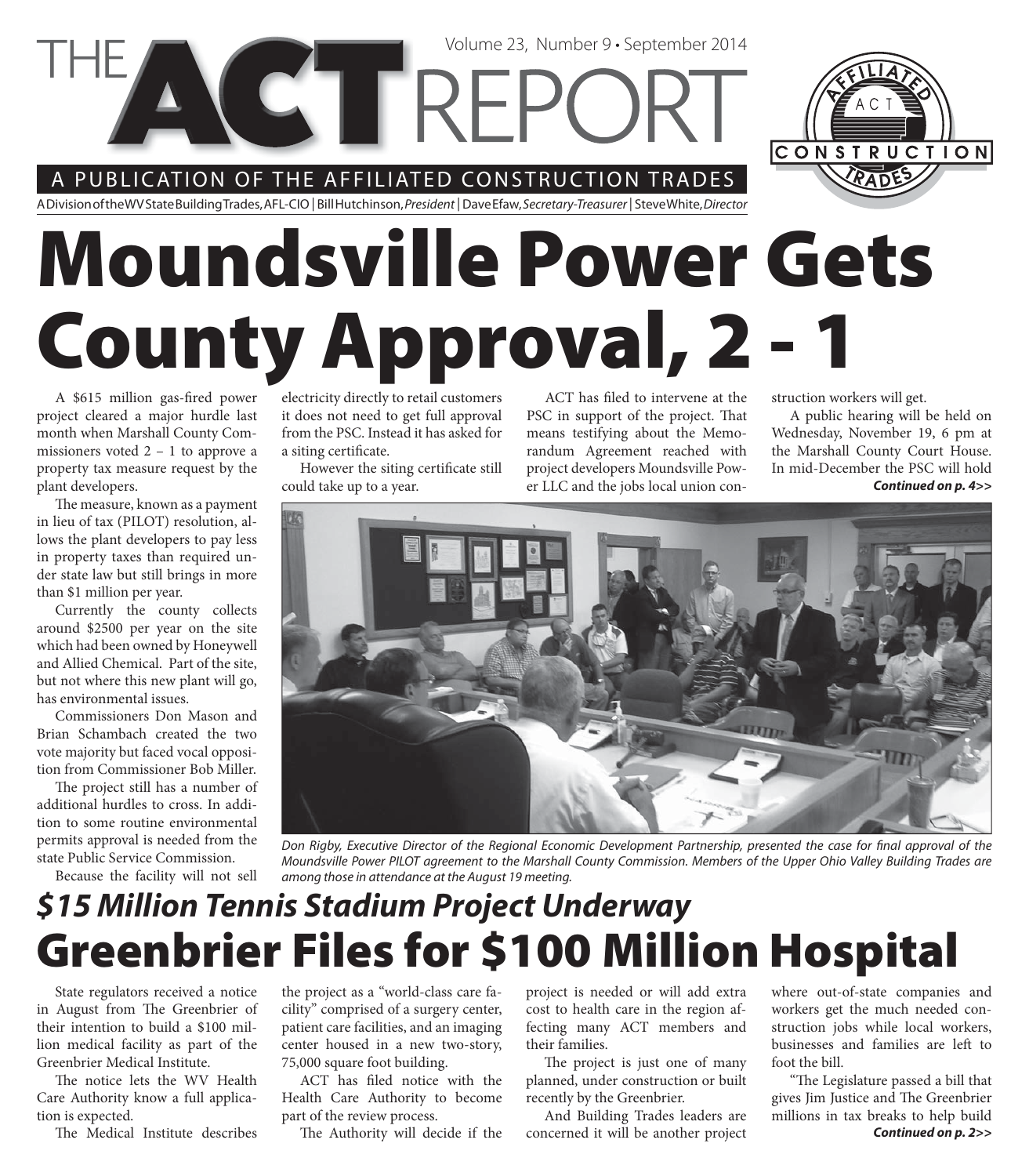# THE ACT REPORT

Volume 23, Number 9 • September 2014

A PUBLICATION OF THE AFFILIATED CONSTRUCTION TRADES

A Division of the WV State Building Trades, AFL-CIO | Bill Hutchinson, *President* | Dave Efaw, *Secretary-Treasurer* | Steve White, *Director*

# Moundsville Power Gets County Approval, 2 - 1

A $615 million gas-fired power project cleared a major hurdle last month when Marshall County Commissioners voted 2 – 1 to approve a property tax measure request by the plant developers.

The measure, known as a payment in lieu of tax (PILOT) resolution, allows the plant developers to pay less in property taxes than required under state law but still brings in more than $1 million per year.

Currently the county collects around $2500 per year on the site which had been owned by Honeywell and Allied Chemical. Part of the site, but not where this new plant will go, has environmental issues.

Commissioners Don Mason and Brian Schambach created the two vote majority but faced vocal opposition from Commissioner Bob Miller.

The project still has a number of additional hurdles to cross. In addition to some routine environmental permits approval is needed from the state Public Service Commission.

Because the facility will not sell electricity directly to retail customers it does not need to get full approval from the PSC. Instead it has asked for a siting certificate.

However the siting certificate still could take up to a year.

ACT has filed to intervene at the PSC in support of the project. That means testifying about the Memorandum Agreement reached with project developers Moundsville Power LLC and the jobs local union construction workers will get.

A public hearing will be held on Wednesday, November 19, 6 pm at the Marshall County Court House. In mid-December the PSC will hold

***Continued on p. 4>>***

*Don Rigby, Executive Director of the Regional Economic Development Partnership, presented the case for final approval of the Moundsville Power PILOT agreement to the Marshall County Commission. Members of the Upper Ohio Valley Building Trades are among those in attendance at the August 19 meeting.*

## *$15 Million Tennis Stadium Project Underway*

# Greenbrier Files for $100 Million Hospital

State regulators received a notice in August from The Greenbrier of their intention to build a $100 million medical facility as part of the Greenbrier Medical Institute.

The notice lets the WV Health Care Authority know a full application is expected.

The Medical Institute describes the project as a "world-class care facility" comprised of a surgery center, patient care facilities, and an imaging center housed in a new two-story, 75,000 square foot building.

ACT has filed notice with the Health Care Authority to become part of the review process.

The Authority will decide if the project is needed or will add extra cost to health care in the region affecting many ACT members and their families.

The project is just one of many planned, under construction or built recently by the Greenbrier.

And Building Trades leaders are concerned it will be another project where out-of-state companies and workers get the much needed construction jobs while local workers, businesses and families are left to foot the bill.

"The Legislature passed a bill that gives Jim Justice and The Greenbrier millions in tax breaks to help build

***Continued on p. 2>>***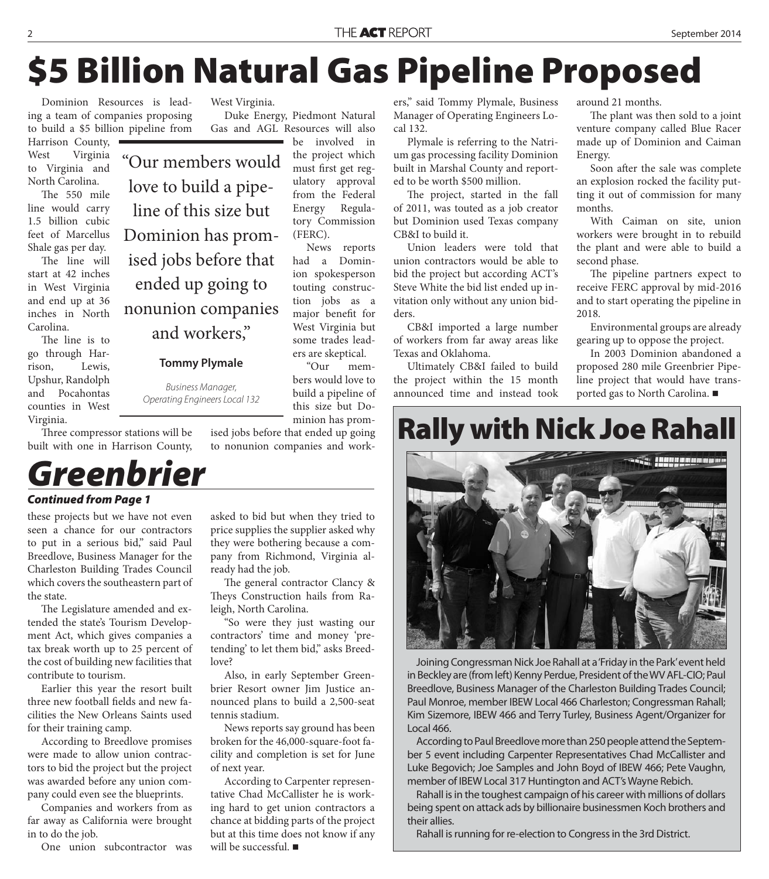# $5 Billion Natural Gas Pipeline Proposed

Dominion Resources is leading a team of companies proposing to build a $5 billion pipeline from Harrison County, West Virginia to Virginia and North Carolina.

The 550 mile line would carry 1.5 billion cubic feet of Marcellus Shale gas per day.

The line will start at 42 inches in West Virginia and end up at 36 inches in North Carolina.

The line is to go through Harrison, Lewis, Upshur, Randolph and Pocahontas counties in West Virginia.

Three compressor stations will be built with one in Harrison County, West Virginia.

Duke Energy, Piedmont Natural Gas and AGL Resources will also be involved in the project which must first get regulatory approval from the Federal Energy Regulatory Commission (FERC).

> "Our members would love to build a pipeline of this size but Dominion has promised jobs before that ended up going to nonunion companies and workers,"
>
> **Tommy Plymale**
>
> *Business Manager, Operating Engineers Local 132*

News reports had a Dominion spokesperson touting construction jobs as a major benefit for West Virginia but some trades leaders are skeptical.

"Our members would love to build a pipeline of this size but Dominion has promised jobs before that ended up going to nonunion companies and workers," said Tommy Plymale, Business Manager of Operating Engineers Local 132.

Plymale is referring to the Natrium gas processing facility Dominion built in Marshal County and reported to be worth $500 million.

The project, started in the fall of 2011, was touted as a job creator but Dominion used Texas company CB&I to build it.

Union leaders were told that union contractors would be able to bid the project but according ACT's Steve White the bid list ended up invitation only without any union bidders.

CB&I imported a large number of workers from far away areas like Texas and Oklahoma.

Ultimately CB&I failed to build the project within the 15 month announced time and instead took around 21 months.

The plant was then sold to a joint venture company called Blue Racer made up of Dominion and Caiman Energy.

Soon after the sale was complete an explosion rocked the facility putting it out of commission for many months.

With Caiman on site, union workers were brought in to rebuild the plant and were able to build a second phase.

The pipeline partners expect to receive FERC approval by mid-2016 and to start operating the pipeline in 2018.

Environmental groups are already gearing up to oppose the project.

In 2003 Dominion abandoned a proposed 280 mile Greenbrier Pipeline project that would have transported gas to North Carolina. ■

# *Greenbrier*

***Continued from Page 1***

these projects but we have not even seen a chance for our contractors to put in a serious bid," said Paul Breedlove, Business Manager for the Charleston Building Trades Council which covers the southeastern part of the state.

The Legislature amended and extended the state's Tourism Development Act, which gives companies a tax break worth up to 25 percent of the cost of building new facilities that contribute to tourism.

Earlier this year the resort built three new football fields and new facilities the New Orleans Saints used for their training camp.

According to Breedlove promises were made to allow union contractors to bid the project but the project was awarded before any union company could even see the blueprints.

Companies and workers from as far away as California were brought in to do the job.

One union subcontractor was asked to bid but when they tried to price supplies the supplier asked why they were bothering because a company from Richmond, Virginia already had the job.

The general contractor Clancy & Theys Construction hails from Raleigh, North Carolina.

"So were they just wasting our contractors' time and money 'pretending' to let them bid," asks Breedlove?

Also, in early September Greenbrier Resort owner Jim Justice announced plans to build a 2,500-seat tennis stadium.

News reports say ground has been broken for the 46,000-square-foot facility and completion is set for June of next year.

According to Carpenter representative Chad McCallister he is working hard to get union contractors a chance at bidding parts of the project but at this time does not know if any will be successful. ■

# Rally with Nick Joe Rahall

Joining Congressman Nick Joe Rahall at a 'Friday in the Park' event held in Beckley are (from left) Kenny Perdue, President of the WV AFL-CIO; Paul Breedlove, Business Manager of the Charleston Building Trades Council; Paul Monroe, member IBEW Local 466 Charleston; Congressman Rahall; Kim Sizemore, IBEW 466 and Terry Turley, Business Agent/Organizer for Local 466.

According to Paul Breedlove more than 250 people attend the September 5 event including Carpenter Representatives Chad McCallister and Luke Begovich; Joe Samples and John Boyd of IBEW 466; Pete Vaughn, member of IBEW Local 317 Huntington and ACT's Wayne Rebich.

Rahall is in the toughest campaign of his career with millions of dollars being spent on attack ads by billionaire businessmen Koch brothers and their allies.

Rahall is running for re-election to Congress in the 3rd District.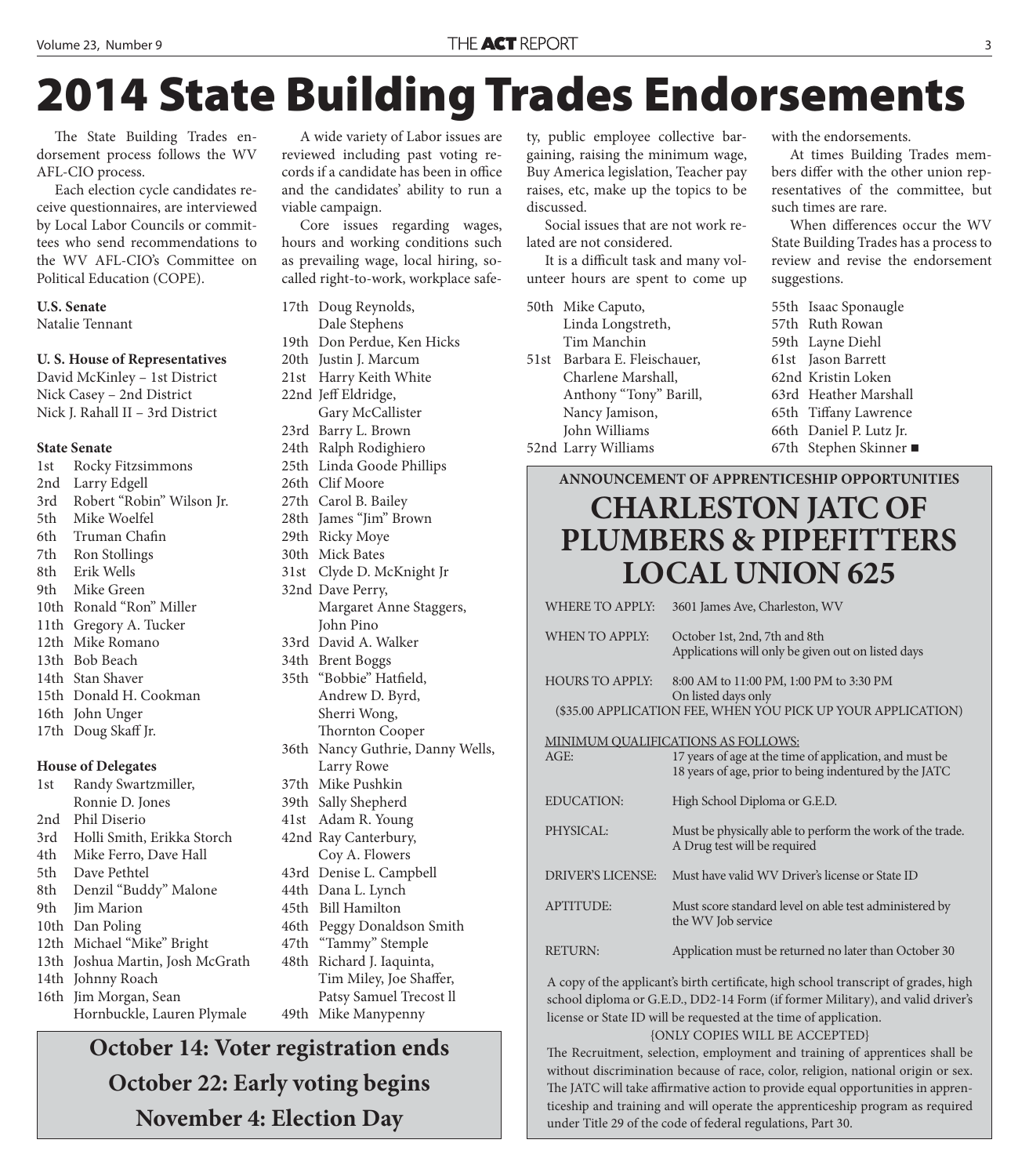# 2014 State Building Trades Endorsements

The State Building Trades endorsement process follows the WV AFL-CIO process.

Each election cycle candidates receive questionnaires, are interviewed by Local Labor Councils or committees who send recommendations to the WV AFL-CIO's Committee on Political Education (COPE).

A wide variety of Labor issues are reviewed including past voting records if a candidate has been in office and the candidates' ability to run a viable campaign.

Core issues regarding wages, hours and working conditions such as prevailing wage, local hiring, so-called right-to-work, workplace safety, public employee collective bargaining, raising the minimum wage, Buy America legislation, Teacher pay raises, etc, make up the topics to be discussed.

Social issues that are not work related are not considered.

It is a difficult task and many volunteer hours are spent to come up with the endorsements.

At times Building Trades members differ with the other union representatives of the committee, but such times are rare.

When differences occur the WV State Building Trades has a process to review and revise the endorsement suggestions.

**U.S. Senate**
Natalie Tennant

**U. S. House of Representatives**
David McKinley – 1st District
Nick Casey – 2nd District
Nick J. Rahall II – 3rd District

**State Senate**
- 1st Rocky Fitzsimmons
- 2nd Larry Edgell
- 3rd Robert "Robin" Wilson Jr.
- 5th Mike Woelfel
- 6th Truman Chafin
- 7th Ron Stollings
- 8th Erik Wells
- 9th Mike Green
- 10th Ronald "Ron" Miller
- 11th Gregory A. Tucker
- 12th Mike Romano
- 13th Bob Beach
- 14th Stan Shaver
- 15th Donald H. Cookman
- 16th John Unger
- 17th Doug Skaff Jr.

**House of Delegates**
- 1st Randy Swartzmiller, Ronnie D. Jones
- 2nd Phil Diserio
- 3rd Holli Smith, Erikka Storch
- 4th Mike Ferro, Dave Hall
- 5th Dave Pethtel
- 8th Denzil "Buddy" Malone
- 9th Jim Marion
- 10th Dan Poling
- 12th Michael "Mike" Bright
- 13th Joshua Martin, Josh McGrath
- 14th Johnny Roach
- 16th Jim Morgan, Sean Hornbuckle, Lauren Plymale
- 17th Doug Reynolds, Dale Stephens
- 19th Don Perdue, Ken Hicks
- 20th Justin J. Marcum
- 21st Harry Keith White
- 22nd Jeff Eldridge, Gary McCallister
- 23rd Barry L. Brown
- 24th Ralph Rodighiero
- 25th Linda Goode Phillips
- 26th Clif Moore
- 27th Carol B. Bailey
- 28th James "Jim" Brown
- 29th Ricky Moye
- 30th Mick Bates
- 31st Clyde D. McKnight Jr
- 32nd Dave Perry, Margaret Anne Staggers, John Pino
- 33rd David A. Walker
- 34th Brent Boggs
- 35th "Bobbie" Hatfield, Andrew D. Byrd, Sherri Wong, Thornton Cooper
- 36th Nancy Guthrie, Danny Wells, Larry Rowe
- 37th Mike Pushkin
- 39th Sally Shepherd
- 41st Adam R. Young
- 42nd Ray Canterbury, Coy A. Flowers
- 43rd Denise L. Campbell
- 44th Dana L. Lynch
- 45th Bill Hamilton
- 46th Peggy Donaldson Smith
- 47th "Tammy" Stemple
- 48th Richard J. Iaquinta, Tim Miley, Joe Shaffer, Patsy Samuel Trecost ll
- 49th Mike Manypenny
- 50th Mike Caputo, Linda Longstreth, Tim Manchin
- 51st Barbara E. Fleischauer, Charlene Marshall, Anthony "Tony" Barill, Nancy Jamison, John Williams
- 52nd Larry Williams
- 55th Isaac Sponaugle
- 57th Ruth Rowan
- 59th Layne Diehl
- 61st Jason Barrett
- 62nd Kristin Loken
- 63rd Heather Marshall
- 65th Tiffany Lawrence
- 66th Daniel P. Lutz Jr.
- 67th Stephen Skinner ■

**October 14: Voter registration ends**
**October 22: Early voting begins**
**November 4: Election Day**

---

**ANNOUNCEMENT OF APPRENTICESHIP OPPORTUNITIES**

## CHARLESTON JATC OF PLUMBERS & PIPEFITTERS LOCAL UNION 625

| | |
|---|---|
| WHERE TO APPLY: | 3601 James Ave, Charleston, WV |
| WHEN TO APPLY: | October 1st, 2nd, 7th and 8th<br>Applications will only be given out on listed days |
| HOURS TO APPLY: | 8:00 AM to 11:00 PM, 1:00 PM to 3:30 PM<br>On listed days only |

($35.00 APPLICATION FEE, WHEN YOU PICK UP YOUR APPLICATION)

MINIMUM QUALIFICATIONS AS FOLLOWS:

| | |
|---|---|
| AGE: | 17 years of age at the time of application, and must be 18 years of age, prior to being indentured by the JATC |
| EDUCATION: | High School Diploma or G.E.D. |
| PHYSICAL: | Must be physically able to perform the work of the trade. A Drug test will be required |
| DRIVER'S LICENSE: | Must have valid WV Driver's license or State ID |
| APTITUDE: | Must score standard level on able test administered by the WV Job service |
| RETURN: | Application must be returned no later than October 30 |

A copy of the applicant's birth certificate, high school transcript of grades, high school diploma or G.E.D., DD2-14 Form (if former Military), and valid driver's license or State ID will be requested at the time of application.

{ONLY COPIES WILL BE ACCEPTED}

The Recruitment, selection, employment and training of apprentices shall be without discrimination because of race, color, religion, national origin or sex. The JATC will take affirmative action to provide equal opportunities in apprenticeship and training and will operate the apprenticeship program as required under Title 29 of the code of federal regulations, Part 30.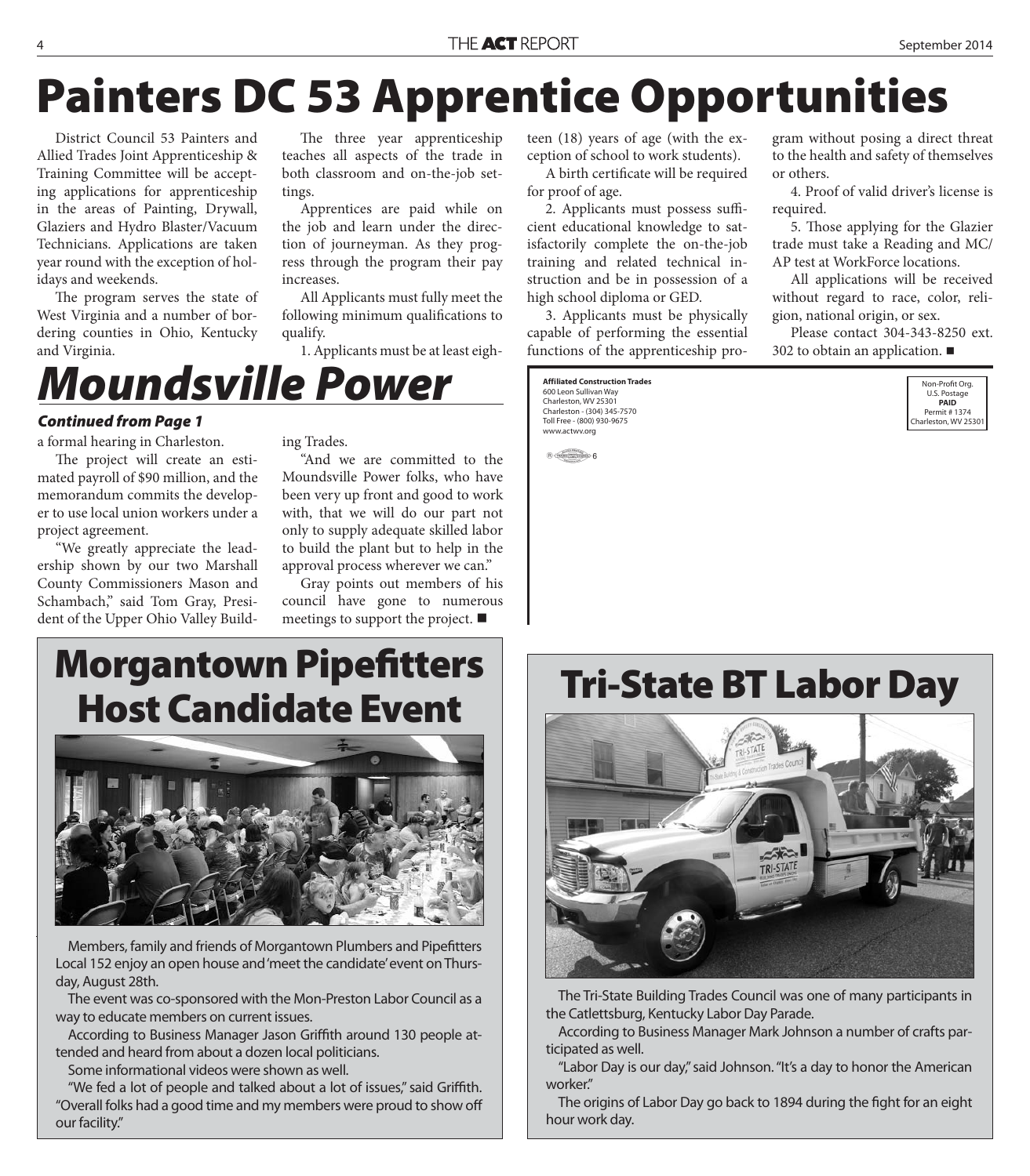# Painters DC 53 Apprentice Opportunities

District Council 53 Painters and Allied Trades Joint Apprenticeship & Training Committee will be accepting applications for apprenticeship in the areas of Painting, Drywall, Glaziers and Hydro Blaster/Vacuum Technicians. Applications are taken year round with the exception of holidays and weekends.

The program serves the state of West Virginia and a number of bordering counties in Ohio, Kentucky and Virginia.

The three year apprenticeship teaches all aspects of the trade in both classroom and on-the-job settings.

Apprentices are paid while on the job and learn under the direction of journeyman. As they progress through the program their pay increases.

All Applicants must fully meet the following minimum qualifications to qualify.

1. Applicants must be at least eighteen (18) years of age (with the exception of school to work students).

A birth certificate will be required for proof of age.

2. Applicants must possess sufficient educational knowledge to satisfactorily complete the on-the-job training and related technical instruction and be in possession of a high school diploma or GED.

3. Applicants must be physically capable of performing the essential functions of the apprenticeship program without posing a direct threat to the health and safety of themselves or others.

4. Proof of valid driver's license is required.

5. Those applying for the Glazier trade must take a Reading and MC/AP test at WorkForce locations.

All applications will be received without regard to race, color, religion, national origin, or sex.

Please contact 304-343-8250 ext. 302 to obtain an application. ■

# *Moundsville Power*

***Continued from Page 1***

a formal hearing in Charleston.

The project will create an estimated payroll of $90 million, and the memorandum commits the developer to use local union workers under a project agreement.

"We greatly appreciate the leadership shown by our two Marshall County Commissioners Mason and Schambach," said Tom Gray, President of the Upper Ohio Valley Building Trades.

"And we are committed to the Moundsville Power folks, who have been very up front and good to work with, that we will do our part not only to supply adequate skilled labor to build the plant but to help in the approval process wherever we can."

Gray points out members of his council have gone to numerous meetings to support the project. ■

**Affiliated Construction Trades**
600 Leon Sullivan Way
Charleston, WV 25301
Charleston - (304) 345-7570
Toll Free - (800) 930-9675
www.actwv.org

Non-Profit Org.
U.S. Postage
**PAID**
Permit # 1374
Charleston, WV 25301

# Morgantown Pipefitters Host Candidate Event

Members, family and friends of Morgantown Plumbers and Pipefitters Local 152 enjoy an open house and 'meet the candidate' event on Thursday, August 28th.

The event was co-sponsored with the Mon-Preston Labor Council as a way to educate members on current issues.

According to Business Manager Jason Griffith around 130 people attended and heard from about a dozen local politicians.

Some informational videos were shown as well.

"We fed a lot of people and talked about a lot of issues," said Griffith. "Overall folks had a good time and my members were proud to show off our facility."

# Tri-State BT Labor Day

The Tri-State Building Trades Council was one of many participants in the Catlettsburg, Kentucky Labor Day Parade.

According to Business Manager Mark Johnson a number of crafts participated as well.

"Labor Day is our day," said Johnson. "It's a day to honor the American worker."

The origins of Labor Day go back to 1894 during the fight for an eight hour work day.